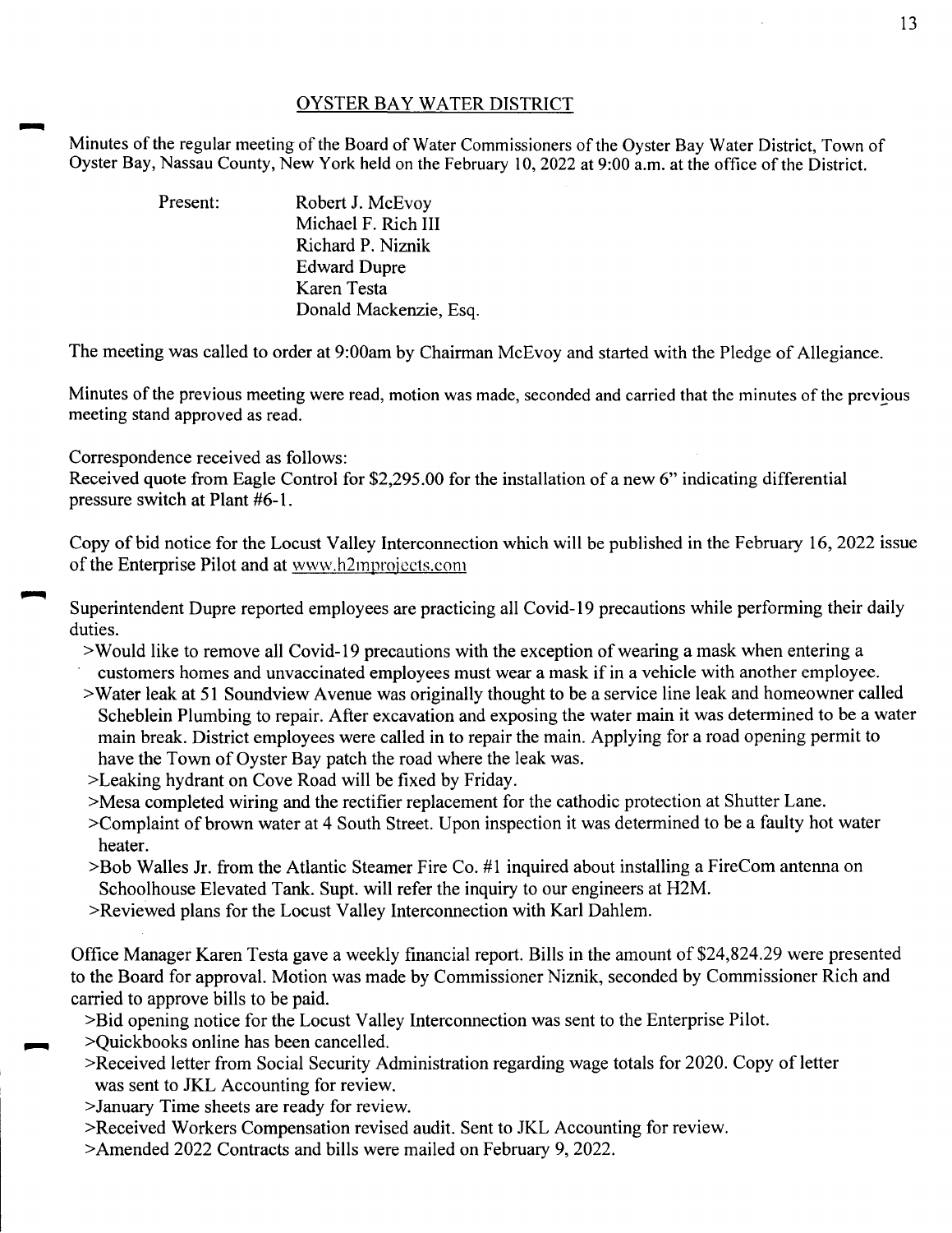## OYSTER BAY WATER DISTRICT

Minutes of the regular meeting of the Board of Water Commissioners of the Oyster Bay Water District, Town of Oyster Bay, Nassau County, New York held on the February 10, 2022 at 9:00 a.m. at the office of the District.

Present:
Robert J. McEvoy
Michael F. Rich III
Richard P. Niznik
Edward Dupre
Karen Testa
Donald Mackenzie, Esq.

The meeting was called to order at 9:00am by Chairman McEvoy and started with the Pledge of Allegiance.

Minutes of the previous meeting were read, motion was made, seconded and carried that the minutes of the previous meeting stand approved as read.

Correspondence received as follows:
Received quote from Eagle Control for $2,295.00 for the installation of a new 6" indicating differential pressure switch at Plant #6-1.

Copy of bid notice for the Locust Valley Interconnection which will be published in the February 16, 2022 issue of the Enterprise Pilot and at www.h2mprojects.com

Superintendent Dupre reported employees are practicing all Covid-19 precautions while performing their daily duties.

>Would like to remove all Covid-19 precautions with the exception of wearing a mask when entering a customers homes and unvaccinated employees must wear a mask if in a vehicle with another employee.
>Water leak at 51 Soundview Avenue was originally thought to be a service line leak and homeowner called Scheblein Plumbing to repair. After excavation and exposing the water main it was determined to be a water main break. District employees were called in to repair the main. Applying for a road opening permit to have the Town of Oyster Bay patch the road where the leak was.
>Leaking hydrant on Cove Road will be fixed by Friday.
>Mesa completed wiring and the rectifier replacement for the cathodic protection at Shutter Lane.
>Complaint of brown water at 4 South Street. Upon inspection it was determined to be a faulty hot water heater.
>Bob Walles Jr. from the Atlantic Steamer Fire Co. #1 inquired about installing a FireCom antenna on Schoolhouse Elevated Tank. Supt. will refer the inquiry to our engineers at H2M.
>Reviewed plans for the Locust Valley Interconnection with Karl Dahlem.

Office Manager Karen Testa gave a weekly financial report. Bills in the amount of $24,824.29 were presented to the Board for approval. Motion was made by Commissioner Niznik, seconded by Commissioner Rich and carried to approve bills to be paid.

>Bid opening notice for the Locust Valley Interconnection was sent to the Enterprise Pilot.
>Quickbooks online has been cancelled.
>Received letter from Social Security Administration regarding wage totals for 2020. Copy of letter was sent to JKL Accounting for review.
>January Time sheets are ready for review.
>Received Workers Compensation revised audit. Sent to JKL Accounting for review.
>Amended 2022 Contracts and bills were mailed on February 9, 2022.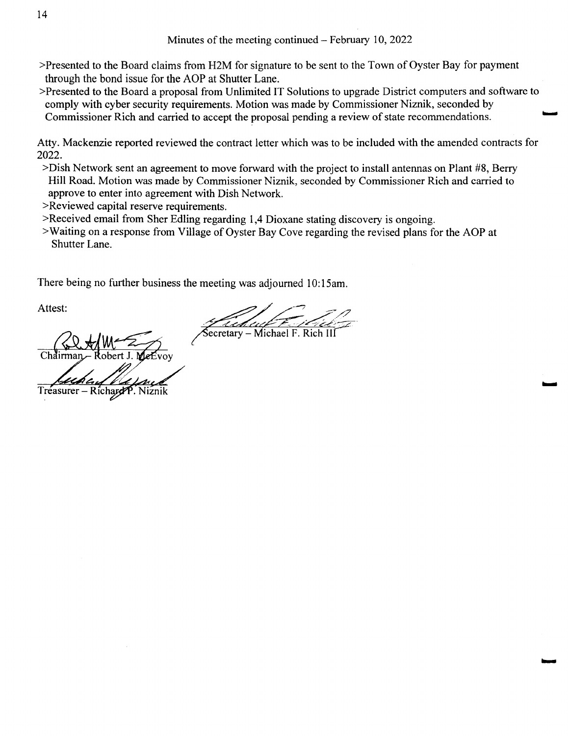Minutes of the meeting continued – February 10, 2022

>Presented to the Board claims from H2M for signature to be sent to the Town of Oyster Bay for payment through the bond issue for the AOP at Shutter Lane.

>Presented to the Board a proposal from Unlimited IT Solutions to upgrade District computers and software to comply with cyber security requirements. Motion was made by Commissioner Niznik, seconded by Commissioner Rich and carried to accept the proposal pending a review of state recommendations.

Atty. Mackenzie reported reviewed the contract letter which was to be included with the amended contracts for 2022.

>Dish Network sent an agreement to move forward with the project to install antennas on Plant #8, Berry Hill Road. Motion was made by Commissioner Niznik, seconded by Commissioner Rich and carried to approve to enter into agreement with Dish Network.

>Reviewed capital reserve requirements.

>Received email from Sher Edling regarding 1,4 Dioxane stating discovery is ongoing.

>Waiting on a response from Village of Oyster Bay Cove regarding the revised plans for the AOP at Shutter Lane.

There being no further business the meeting was adjourned 10:15am.

Attest:

Chairman – Robert J. McEvoy

Treasurer – Richard P. Niznik

Secretary – Michael F. Rich III